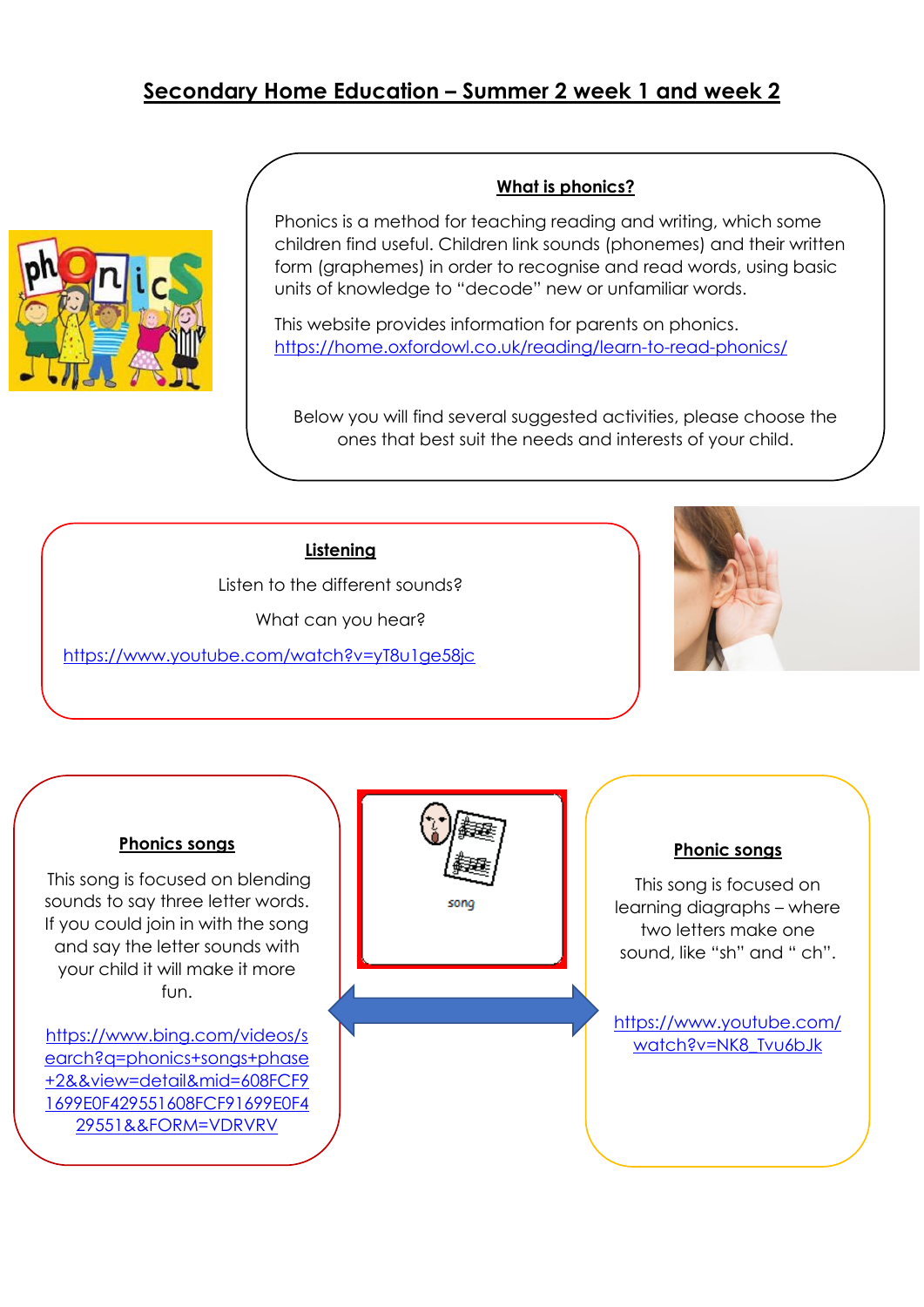# Secondary Home Education – Summer 2 week 1 and week 2

## What is phonics?

Phonics is a method for teaching reading and writing, which some children find useful. Children link sounds (phonemes) and their written form (graphemes) in order to recognise and read words, using basic units of knowledge to "decode" new or unfamiliar words.

This website provides information for parents on phonics.
https://home.oxfordowl.co.uk/reading/learn-to-read-phonics/

Below you will find several suggested activities, please choose the ones that best suit the needs and interests of your child.

## Listening

Listen to the different sounds?

What can you hear?

https://www.youtube.com/watch?v=yT8u1ge58jc

## Phonics songs

This song is focused on blending sounds to say three letter words. If you could join in with the song and say the letter sounds with your child it will make it more fun.

https://www.bing.com/videos/search?q=phonics+songs+phase+2&&view=detail&mid=608FCF91699E0F429551608FCF91699E0F429551&&FORM=VDRVRV

song

## Phonic songs

This song is focused on learning diagraphs – where two letters make one sound, like "sh" and " ch".

https://www.youtube.com/watch?v=NK8_Tvu6bJk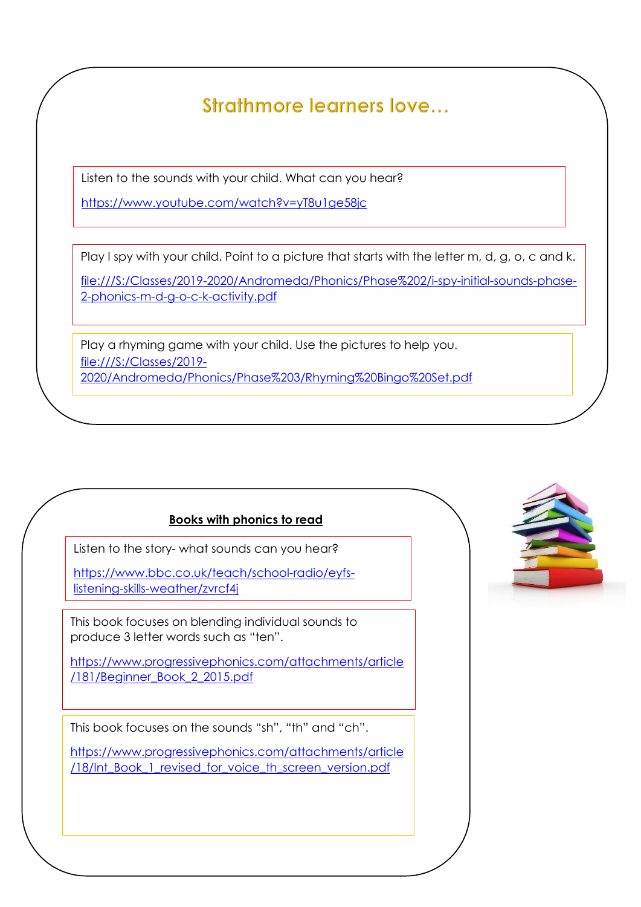## Strathmore learners love…

Listen to the sounds with your child. What can you hear?

https://www.youtube.com/watch?v=yT8u1ge58jc

Play I spy with your child. Point to a picture that starts with the letter m, d, g, o, c and k.

file:///S:/Classes/2019-2020/Andromeda/Phonics/Phase%202/i-spy-initial-sounds-phase-2-phonics-m-d-g-o-c-k-activity.pdf

Play a rhyming game with your child. Use the pictures to help you.

file:///S:/Classes/2019-2020/Andromeda/Phonics/Phase%203/Rhyming%20Bingo%20Set.pdf

**Books with phonics to read**

Listen to the story- what sounds can you hear?

https://www.bbc.co.uk/teach/school-radio/eyfs-listening-skills-weather/zvrcf4j

This book focuses on blending individual sounds to produce 3 letter words such as "ten".

https://www.progressivephonics.com/attachments/article/181/Beginner_Book_2_2015.pdf

This book focuses on the sounds "sh", "th" and "ch".

https://www.progressivephonics.com/attachments/article/18/Int_Book_1_revised_for_voice_th_screen_version.pdf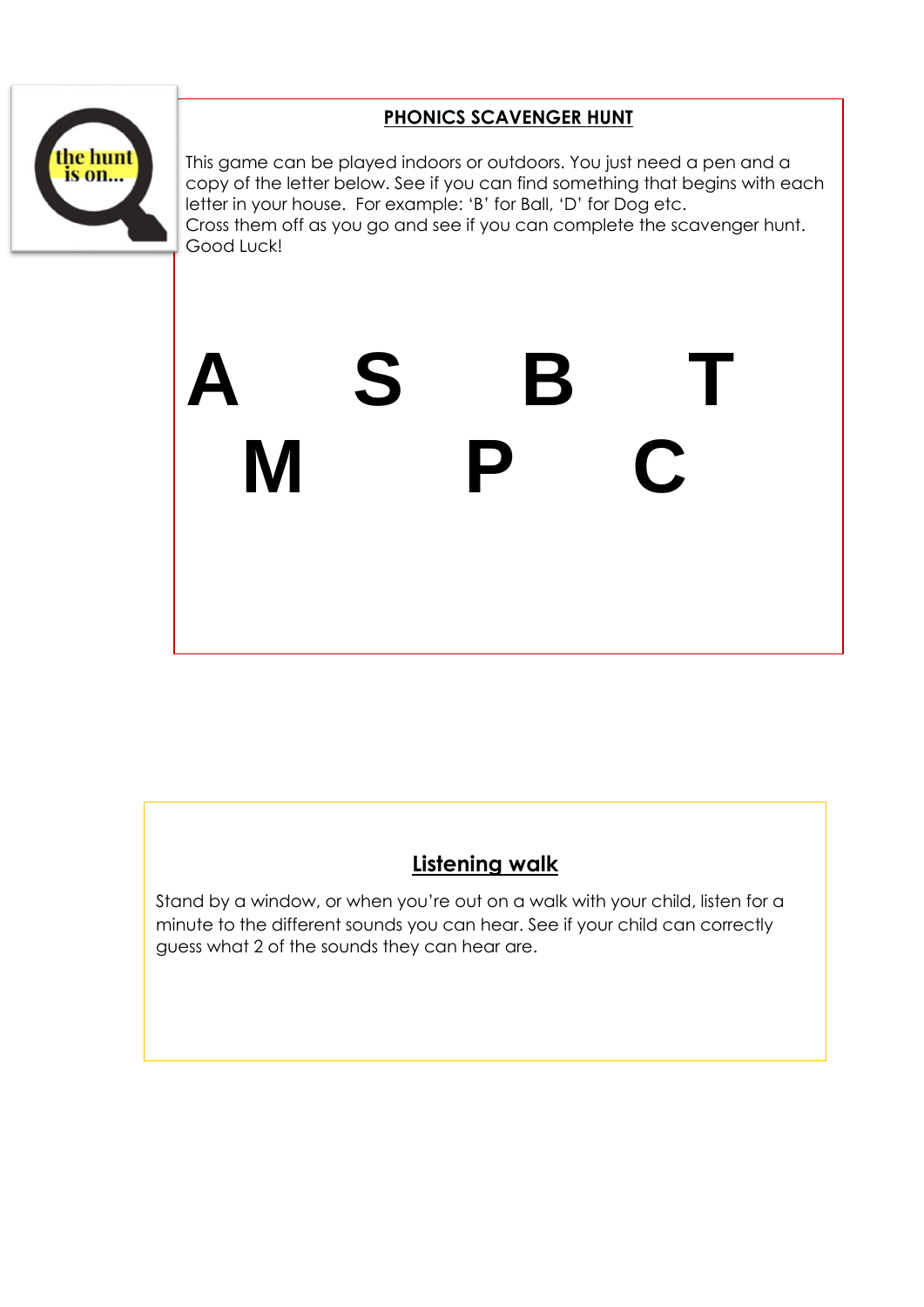## PHONICS SCAVENGER HUNT

This game can be played indoors or outdoors. You just need a pen and a copy of the letter below. See if you can find something that begins with each letter in your house. For example: 'B' for Ball, 'D' for Dog etc.
Cross them off as you go and see if you can complete the scavenger hunt.
Good Luck!

# A S B T

# M P C

## Listening walk

Stand by a window, or when you're out on a walk with your child, listen for a minute to the different sounds you can hear. See if your child can correctly guess what 2 of the sounds they can hear are.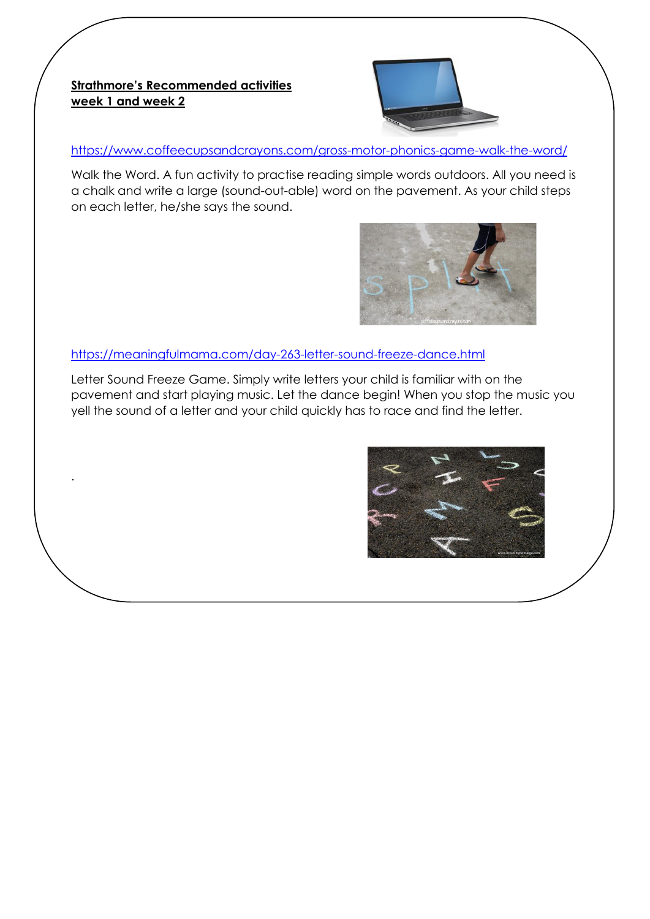**Strathmore's Recommended activities week 1 and week 2**

https://www.coffeecupsandcrayons.com/gross-motor-phonics-game-walk-the-word/

Walk the Word. A fun activity to practise reading simple words outdoors. All you need is a chalk and write a large (sound-out-able) word on the pavement. As your child steps on each letter, he/she says the sound.

https://meaningfulmama.com/day-263-letter-sound-freeze-dance.html

Letter Sound Freeze Game. Simply write letters your child is familiar with on the pavement and start playing music. Let the dance begin! When you stop the music you yell the sound of a letter and your child quickly has to race and find the letter.

.